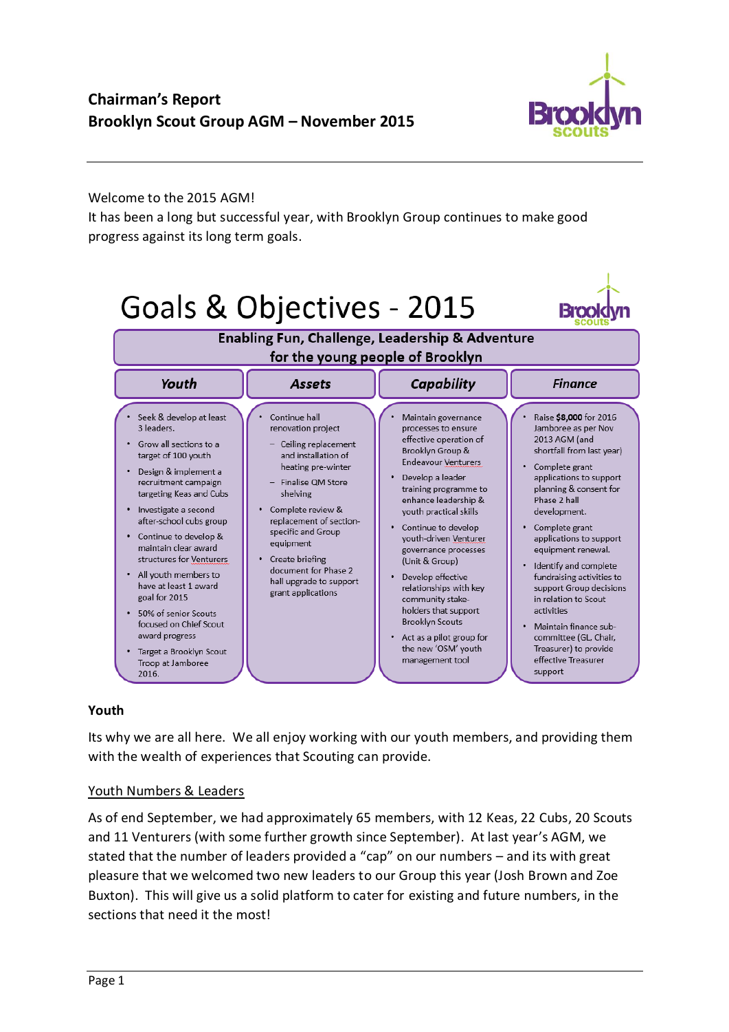# Chairman's Report
## Brooklyn Scout Group AGM – November 2015

Welcome to the 2015 AGM!

It has been a long but successful year, with Brooklyn Group continues to make good progress against its long term goals.

## Goals & Objectives - 2015

**Enabling Fun, Challenge, Leadership & Adventure for the young people of Brooklyn**

| *Youth* | *Assets* | *Capability* | *Finance* |
|---|---|---|---|
| • Seek & develop at least 3 leaders.<br>• Grow all sections to a target of 100 youth<br>• Design & implement a recruitment campaign targeting Keas and Cubs<br>• Investigate a second after-school cubs group<br>• Continue to develop & maintain clear award structures for Venturers<br>• All youth members to have at least 1 award goal for 2015<br>• 50% of senior Scouts focused on Chief Scout award progress<br>• Target a Brooklyn Scout Troop at Jamboree 2016. | • Continue hall renovation project<br>  – Ceiling replacement and installation of heating pre-winter<br>  – Finalise QM Store shelving<br>• Complete review & replacement of section-specific and Group equipment<br>• Create briefing document for Phase 2 hall upgrade to support grant applications | • Maintain governance processes to ensure effective operation of Brooklyn Group & Endeavour Venturers<br>• Develop a leader training programme to enhance leadership & youth practical skills<br>• Continue to develop youth-driven Venturer governance processes (Unit & Group)<br>• Develop effective relationships with key community stake-holders that support Brooklyn Scouts<br>• Act as a pilot group for the new 'OSM' youth management tool | • Raise **$8,000** for 2016 Jamboree as per Nov 2013 AGM (and shortfall from last year)<br>• Complete grant applications to support planning & consent for Phase 2 hall development.<br>• Complete grant applications to support equipment renewal.<br>• Identify and complete fundraising activities to support Group decisions in relation to Scout activities<br>• Maintain finance sub-committee (GL, Chair, Treasurer) to provide effective Treasurer support |

### Youth

Its why we are all here. We all enjoy working with our youth members, and providing them with the wealth of experiences that Scouting can provide.

#### Youth Numbers & Leaders

As of end September, we had approximately 65 members, with 12 Keas, 22 Cubs, 20 Scouts and 11 Venturers (with some further growth since September). At last year's AGM, we stated that the number of leaders provided a "cap" on our numbers – and its with great pleasure that we welcomed two new leaders to our Group this year (Josh Brown and Zoe Buxton). This will give us a solid platform to cater for existing and future numbers, in the sections that need it the most!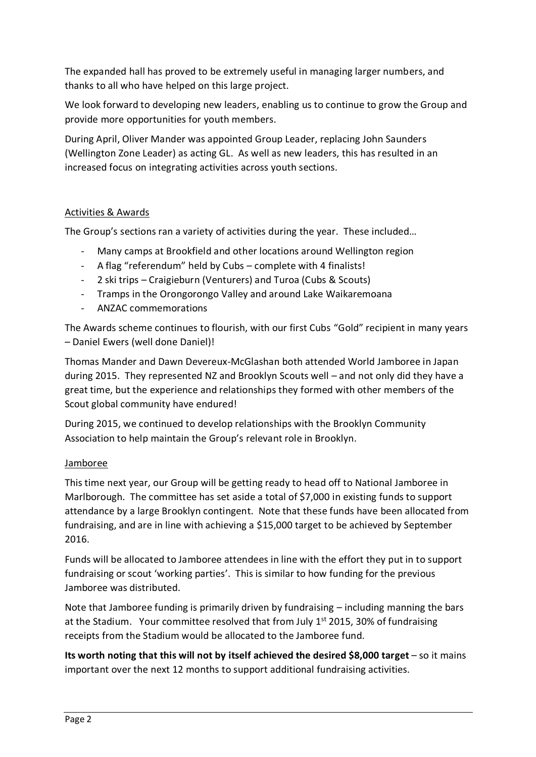The expanded hall has proved to be extremely useful in managing larger numbers, and thanks to all who have helped on this large project.

We look forward to developing new leaders, enabling us to continue to grow the Group and provide more opportunities for youth members.

During April, Oliver Mander was appointed Group Leader, replacing John Saunders (Wellington Zone Leader) as acting GL. As well as new leaders, this has resulted in an increased focus on integrating activities across youth sections.

## Activities & Awards

The Group's sections ran a variety of activities during the year. These included…

- Many camps at Brookfield and other locations around Wellington region
- A flag "referendum" held by Cubs – complete with 4 finalists!
- 2 ski trips – Craigieburn (Venturers) and Turoa (Cubs & Scouts)
- Tramps in the Orongorongo Valley and around Lake Waikaremoana
- ANZAC commemorations

The Awards scheme continues to flourish, with our first Cubs "Gold" recipient in many years – Daniel Ewers (well done Daniel)!

Thomas Mander and Dawn Devereux-McGlashan both attended World Jamboree in Japan during 2015. They represented NZ and Brooklyn Scouts well – and not only did they have a great time, but the experience and relationships they formed with other members of the Scout global community have endured!

During 2015, we continued to develop relationships with the Brooklyn Community Association to help maintain the Group's relevant role in Brooklyn.

## Jamboree

This time next year, our Group will be getting ready to head off to National Jamboree in Marlborough. The committee has set aside a total of $7,000 in existing funds to support attendance by a large Brooklyn contingent. Note that these funds have been allocated from fundraising, and are in line with achieving a $15,000 target to be achieved by September 2016.

Funds will be allocated to Jamboree attendees in line with the effort they put in to support fundraising or scout 'working parties'. This is similar to how funding for the previous Jamboree was distributed.

Note that Jamboree funding is primarily driven by fundraising – including manning the bars at the Stadium. Your committee resolved that from July 1st 2015, 30% of fundraising receipts from the Stadium would be allocated to the Jamboree fund.

**Its worth noting that this will not by itself achieved the desired $8,000 target** – so it mains important over the next 12 months to support additional fundraising activities.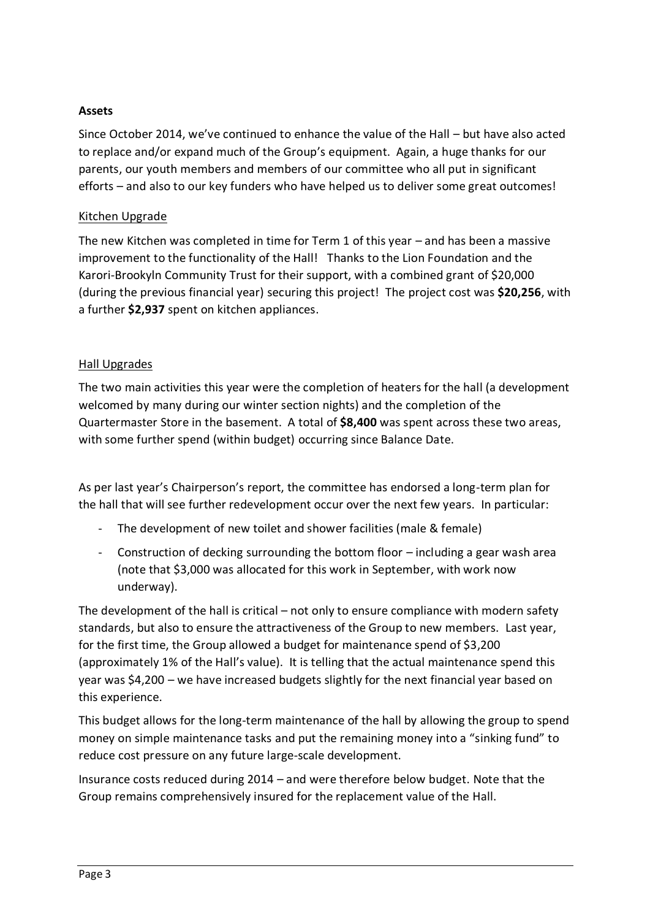**Assets**

Since October 2014, we've continued to enhance the value of the Hall – but have also acted to replace and/or expand much of the Group's equipment. Again, a huge thanks for our parents, our youth members and members of our committee who all put in significant efforts – and also to our key funders who have helped us to deliver some great outcomes!

Kitchen Upgrade

The new Kitchen was completed in time for Term 1 of this year – and has been a massive improvement to the functionality of the Hall! Thanks to the Lion Foundation and the Karori-Brookyln Community Trust for their support, with a combined grant of $20,000 (during the previous financial year) securing this project! The project cost was **$20,256**, with a further **$2,937** spent on kitchen appliances.

Hall Upgrades

The two main activities this year were the completion of heaters for the hall (a development welcomed by many during our winter section nights) and the completion of the Quartermaster Store in the basement. A total of **$8,400** was spent across these two areas, with some further spend (within budget) occurring since Balance Date.

As per last year's Chairperson's report, the committee has endorsed a long-term plan for the hall that will see further redevelopment occur over the next few years. In particular:

- The development of new toilet and shower facilities (male & female)
- Construction of decking surrounding the bottom floor – including a gear wash area (note that $3,000 was allocated for this work in September, with work now underway).

The development of the hall is critical – not only to ensure compliance with modern safety standards, but also to ensure the attractiveness of the Group to new members. Last year, for the first time, the Group allowed a budget for maintenance spend of $3,200 (approximately 1% of the Hall's value). It is telling that the actual maintenance spend this year was $4,200 – we have increased budgets slightly for the next financial year based on this experience.

This budget allows for the long-term maintenance of the hall by allowing the group to spend money on simple maintenance tasks and put the remaining money into a "sinking fund" to reduce cost pressure on any future large-scale development.

Insurance costs reduced during 2014 – and were therefore below budget. Note that the Group remains comprehensively insured for the replacement value of the Hall.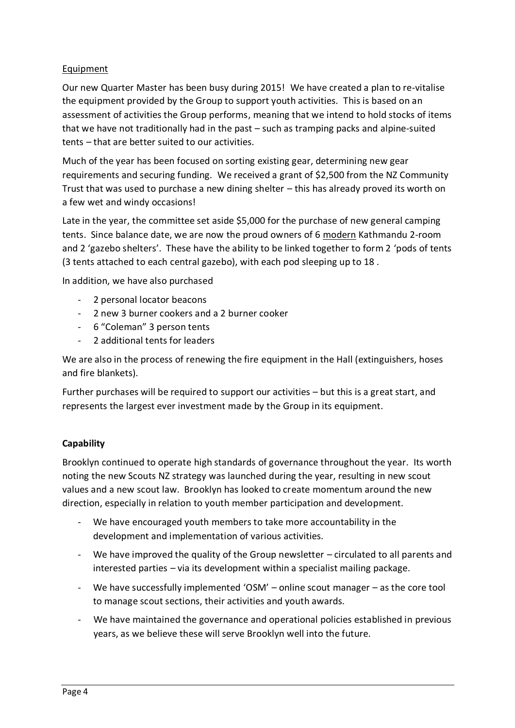Equipment

Our new Quarter Master has been busy during 2015! We have created a plan to re-vitalise the equipment provided by the Group to support youth activities. This is based on an assessment of activities the Group performs, meaning that we intend to hold stocks of items that we have not traditionally had in the past – such as tramping packs and alpine-suited tents – that are better suited to our activities.

Much of the year has been focused on sorting existing gear, determining new gear requirements and securing funding. We received a grant of $2,500 from the NZ Community Trust that was used to purchase a new dining shelter – this has already proved its worth on a few wet and windy occasions!

Late in the year, the committee set aside $5,000 for the purchase of new general camping tents. Since balance date, we are now the proud owners of 6 modern Kathmandu 2-room and 2 'gazebo shelters'. These have the ability to be linked together to form 2 'pods of tents (3 tents attached to each central gazebo), with each pod sleeping up to 18 .

In addition, we have also purchased

- 2 personal locator beacons
- 2 new 3 burner cookers and a 2 burner cooker
- 6 "Coleman" 3 person tents
- 2 additional tents for leaders

We are also in the process of renewing the fire equipment in the Hall (extinguishers, hoses and fire blankets).

Further purchases will be required to support our activities – but this is a great start, and represents the largest ever investment made by the Group in its equipment.

**Capability**

Brooklyn continued to operate high standards of governance throughout the year. Its worth noting the new Scouts NZ strategy was launched during the year, resulting in new scout values and a new scout law. Brooklyn has looked to create momentum around the new direction, especially in relation to youth member participation and development.

- We have encouraged youth members to take more accountability in the development and implementation of various activities.
- We have improved the quality of the Group newsletter – circulated to all parents and interested parties – via its development within a specialist mailing package.
- We have successfully implemented 'OSM' – online scout manager – as the core tool to manage scout sections, their activities and youth awards.
- We have maintained the governance and operational policies established in previous years, as we believe these will serve Brooklyn well into the future.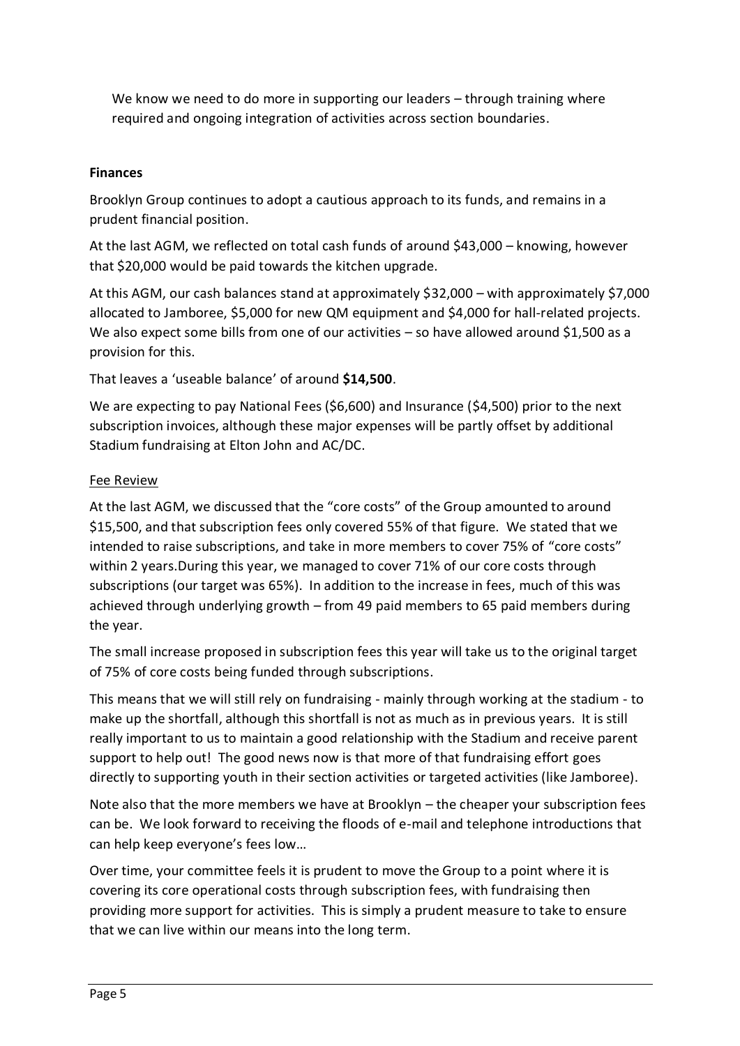We know we need to do more in supporting our leaders – through training where required and ongoing integration of activities across section boundaries.

**Finances**

Brooklyn Group continues to adopt a cautious approach to its funds, and remains in a prudent financial position.

At the last AGM, we reflected on total cash funds of around $43,000 – knowing, however that $20,000 would be paid towards the kitchen upgrade.

At this AGM, our cash balances stand at approximately $32,000 – with approximately $7,000 allocated to Jamboree, $5,000 for new QM equipment and $4,000 for hall-related projects. We also expect some bills from one of our activities – so have allowed around $1,500 as a provision for this.

That leaves a 'useable balance' of around **$14,500**.

We are expecting to pay National Fees ($6,600) and Insurance ($4,500) prior to the next subscription invoices, although these major expenses will be partly offset by additional Stadium fundraising at Elton John and AC/DC.

Fee Review

At the last AGM, we discussed that the "core costs" of the Group amounted to around $15,500, and that subscription fees only covered 55% of that figure. We stated that we intended to raise subscriptions, and take in more members to cover 75% of "core costs" within 2 years.During this year, we managed to cover 71% of our core costs through subscriptions (our target was 65%). In addition to the increase in fees, much of this was achieved through underlying growth – from 49 paid members to 65 paid members during the year.

The small increase proposed in subscription fees this year will take us to the original target of 75% of core costs being funded through subscriptions.

This means that we will still rely on fundraising - mainly through working at the stadium - to make up the shortfall, although this shortfall is not as much as in previous years. It is still really important to us to maintain a good relationship with the Stadium and receive parent support to help out! The good news now is that more of that fundraising effort goes directly to supporting youth in their section activities or targeted activities (like Jamboree).

Note also that the more members we have at Brooklyn – the cheaper your subscription fees can be. We look forward to receiving the floods of e-mail and telephone introductions that can help keep everyone's fees low…

Over time, your committee feels it is prudent to move the Group to a point where it is covering its core operational costs through subscription fees, with fundraising then providing more support for activities. This is simply a prudent measure to take to ensure that we can live within our means into the long term.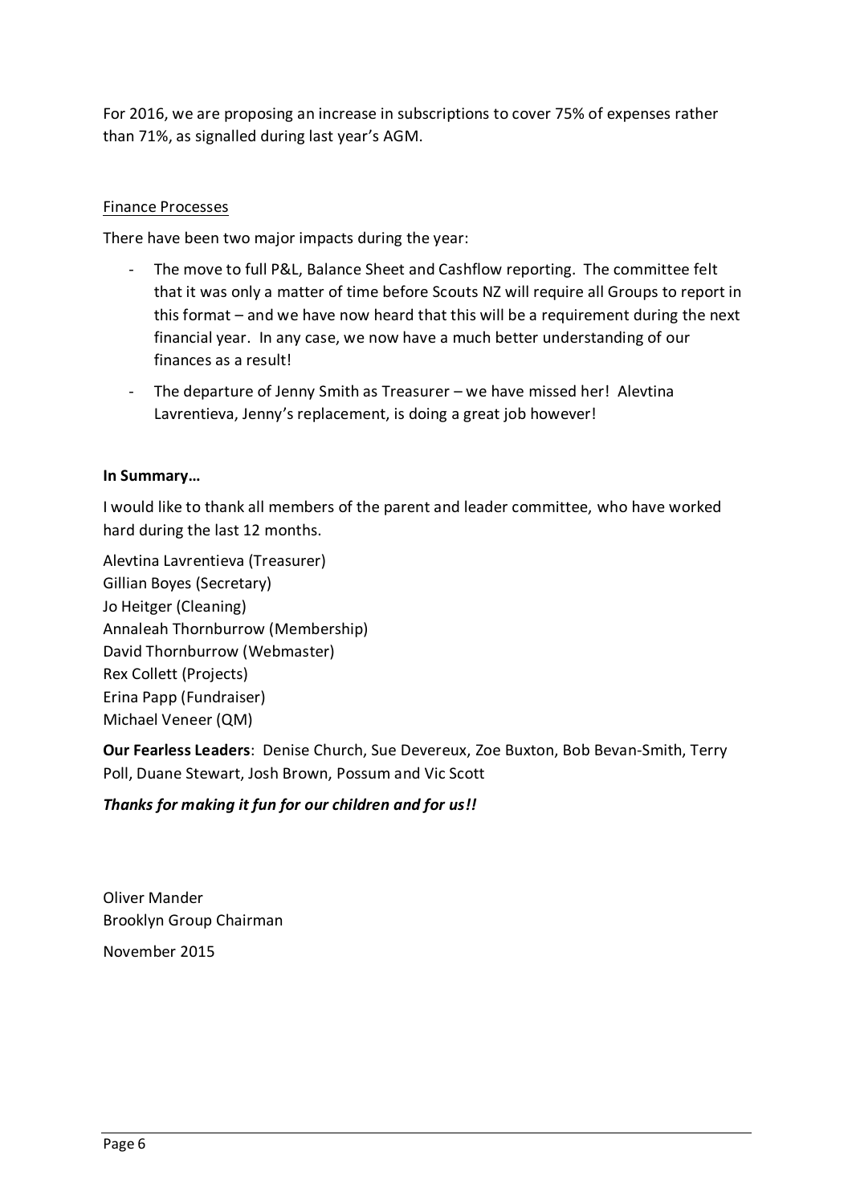For 2016, we are proposing an increase in subscriptions to cover 75% of expenses rather than 71%, as signalled during last year's AGM.

Finance Processes

There have been two major impacts during the year:

- The move to full P&L, Balance Sheet and Cashflow reporting. The committee felt that it was only a matter of time before Scouts NZ will require all Groups to report in this format – and we have now heard that this will be a requirement during the next financial year. In any case, we now have a much better understanding of our finances as a result!
- The departure of Jenny Smith as Treasurer – we have missed her! Alevtina Lavrentieva, Jenny's replacement, is doing a great job however!

**In Summary…**

I would like to thank all members of the parent and leader committee, who have worked hard during the last 12 months.

Alevtina Lavrentieva (Treasurer)
Gillian Boyes (Secretary)
Jo Heitger (Cleaning)
Annaleah Thornburrow (Membership)
David Thornburrow (Webmaster)
Rex Collett (Projects)
Erina Papp (Fundraiser)
Michael Veneer (QM)

**Our Fearless Leaders**: Denise Church, Sue Devereux, Zoe Buxton, Bob Bevan-Smith, Terry Poll, Duane Stewart, Josh Brown, Possum and Vic Scott

***Thanks for making it fun for our children and for us!!***

Oliver Mander
Brooklyn Group Chairman

November 2015